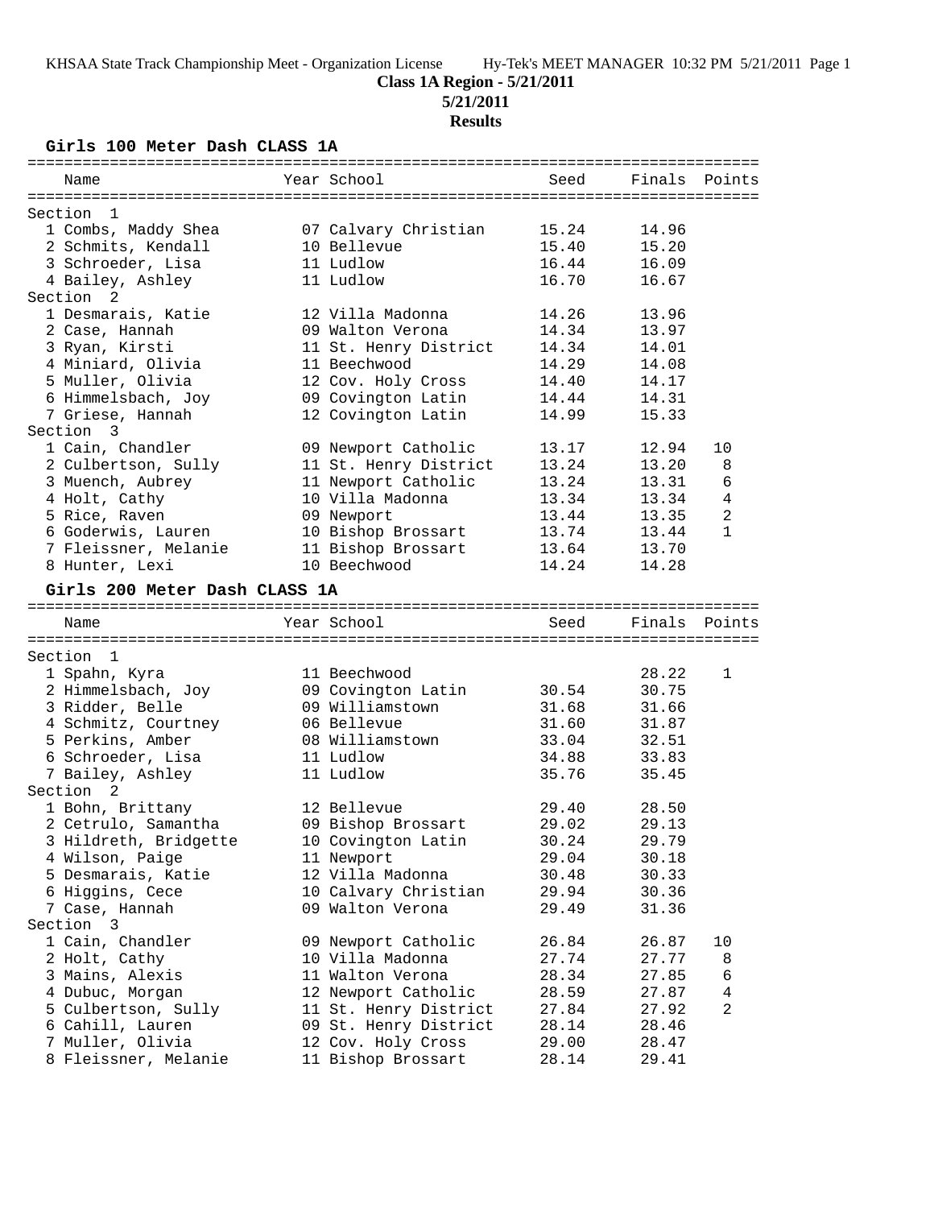**Class 1A Region - 5/21/2011**

**5/21/2011**

**Results**

### Girls 100 Meter Dash CLASS 1A

| Name | Year | School | Seed | Finals | Points |
|---|---|---|---|---|---|
| **Section 1** | | | | | |
| 1 Combs, Maddy Shea | 07 | Calvary Christian | 15.24 | 14.96 | |
| 2 Schmits, Kendall | 10 | Bellevue | 15.40 | 15.20 | |
| 3 Schroeder, Lisa | 11 | Ludlow | 16.44 | 16.09 | |
| 4 Bailey, Ashley | 11 | Ludlow | 16.70 | 16.67 | |
| **Section 2** | | | | | |
| 1 Desmarais, Katie | 12 | Villa Madonna | 14.26 | 13.96 | |
| 2 Case, Hannah | 09 | Walton Verona | 14.34 | 13.97 | |
| 3 Ryan, Kirsti | 11 | St. Henry District | 14.34 | 14.01 | |
| 4 Miniard, Olivia | 11 | Beechwood | 14.29 | 14.08 | |
| 5 Muller, Olivia | 12 | Cov. Holy Cross | 14.40 | 14.17 | |
| 6 Himmelsbach, Joy | 09 | Covington Latin | 14.44 | 14.31 | |
| 7 Griese, Hannah | 12 | Covington Latin | 14.99 | 15.33 | |
| **Section 3** | | | | | |
| 1 Cain, Chandler | 09 | Newport Catholic | 13.17 | 12.94 | 10 |
| 2 Culbertson, Sully | 11 | St. Henry District | 13.24 | 13.20 | 8 |
| 3 Muench, Aubrey | 11 | Newport Catholic | 13.24 | 13.31 | 6 |
| 4 Holt, Cathy | 10 | Villa Madonna | 13.34 | 13.34 | 4 |
| 5 Rice, Raven | 09 | Newport | 13.44 | 13.35 | 2 |
| 6 Goderwis, Lauren | 10 | Bishop Brossart | 13.74 | 13.44 | 1 |
| 7 Fleissner, Melanie | 11 | Bishop Brossart | 13.64 | 13.70 | |
| 8 Hunter, Lexi | 10 | Beechwood | 14.24 | 14.28 | |

### Girls 200 Meter Dash CLASS 1A

| Name | Year | School | Seed | Finals | Points |
|---|---|---|---|---|---|
| **Section 1** | | | | | |
| 1 Spahn, Kyra | 11 | Beechwood | | 28.22 | 1 |
| 2 Himmelsbach, Joy | 09 | Covington Latin | 30.54 | 30.75 | |
| 3 Ridder, Belle | 09 | Williamstown | 31.68 | 31.66 | |
| 4 Schmitz, Courtney | 06 | Bellevue | 31.60 | 31.87 | |
| 5 Perkins, Amber | 08 | Williamstown | 33.04 | 32.51 | |
| 6 Schroeder, Lisa | 11 | Ludlow | 34.88 | 33.83 | |
| 7 Bailey, Ashley | 11 | Ludlow | 35.76 | 35.45 | |
| **Section 2** | | | | | |
| 1 Bohn, Brittany | 12 | Bellevue | 29.40 | 28.50 | |
| 2 Cetrulo, Samantha | 09 | Bishop Brossart | 29.02 | 29.13 | |
| 3 Hildreth, Bridgette | 10 | Covington Latin | 30.24 | 29.79 | |
| 4 Wilson, Paige | 11 | Newport | 29.04 | 30.18 | |
| 5 Desmarais, Katie | 12 | Villa Madonna | 30.48 | 30.33 | |
| 6 Higgins, Cece | 10 | Calvary Christian | 29.94 | 30.36 | |
| 7 Case, Hannah | 09 | Walton Verona | 29.49 | 31.36 | |
| **Section 3** | | | | | |
| 1 Cain, Chandler | 09 | Newport Catholic | 26.84 | 26.87 | 10 |
| 2 Holt, Cathy | 10 | Villa Madonna | 27.74 | 27.77 | 8 |
| 3 Mains, Alexis | 11 | Walton Verona | 28.34 | 27.85 | 6 |
| 4 Dubuc, Morgan | 12 | Newport Catholic | 28.59 | 27.87 | 4 |
| 5 Culbertson, Sully | 11 | St. Henry District | 27.84 | 27.92 | 2 |
| 6 Cahill, Lauren | 09 | St. Henry District | 28.14 | 28.46 | |
| 7 Muller, Olivia | 12 | Cov. Holy Cross | 29.00 | 28.47 | |
| 8 Fleissner, Melanie | 11 | Bishop Brossart | 28.14 | 29.41 | |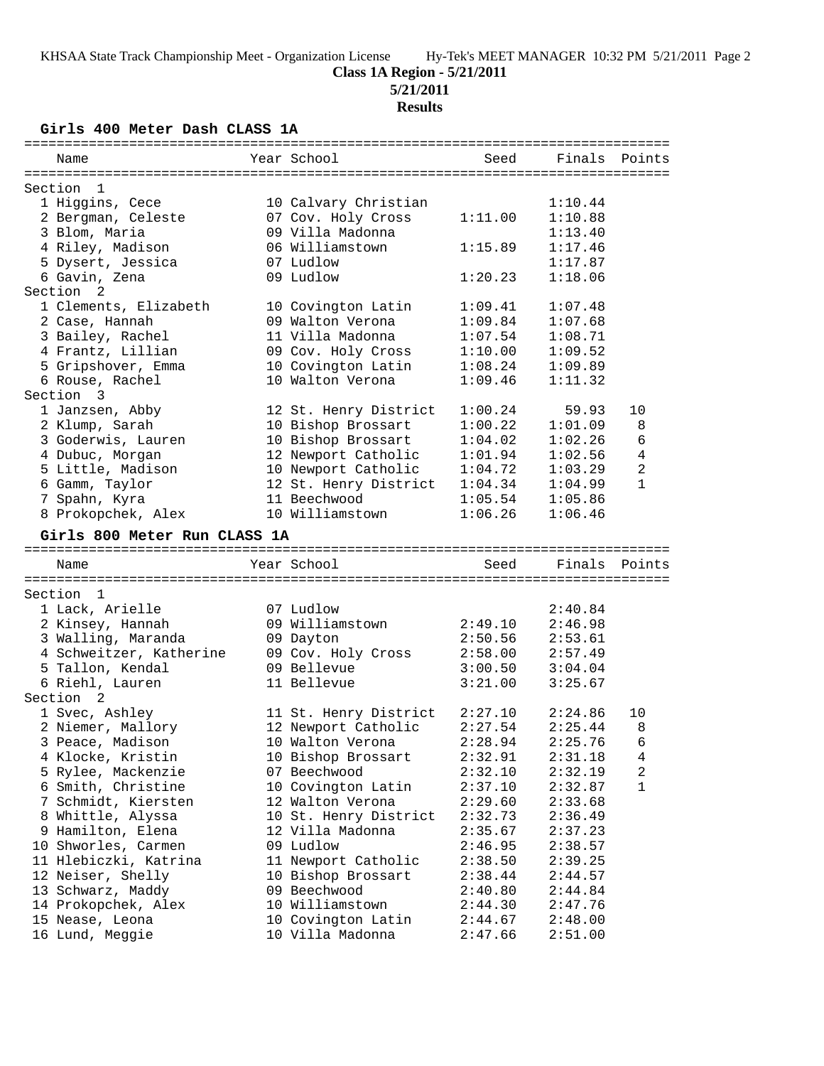**Class 1A Region - 5/21/2011**

**5/21/2011**

**Results**

### Girls 400 Meter Dash CLASS 1A

| Name | Year | School | Seed | Finals | Points |
|---|---|---|---|---|---|
| **Section 1** | | | | | |
| 1 Higgins, Cece | 10 | Calvary Christian | | 1:10.44 | |
| 2 Bergman, Celeste | 07 | Cov. Holy Cross | 1:11.00 | 1:10.88 | |
| 3 Blom, Maria | 09 | Villa Madonna | | 1:13.40 | |
| 4 Riley, Madison | 06 | Williamstown | 1:15.89 | 1:17.46 | |
| 5 Dysert, Jessica | 07 | Ludlow | | 1:17.87 | |
| 6 Gavin, Zena | 09 | Ludlow | 1:20.23 | 1:18.06 | |
| **Section 2** | | | | | |
| 1 Clements, Elizabeth | 10 | Covington Latin | 1:09.41 | 1:07.48 | |
| 2 Case, Hannah | 09 | Walton Verona | 1:09.84 | 1:07.68 | |
| 3 Bailey, Rachel | 11 | Villa Madonna | 1:07.54 | 1:08.71 | |
| 4 Frantz, Lillian | 09 | Cov. Holy Cross | 1:10.00 | 1:09.52 | |
| 5 Gripshover, Emma | 10 | Covington Latin | 1:08.24 | 1:09.89 | |
| 6 Rouse, Rachel | 10 | Walton Verona | 1:09.46 | 1:11.32 | |
| **Section 3** | | | | | |
| 1 Janzsen, Abby | 12 | St. Henry District | 1:00.24 | 59.93 | 10 |
| 2 Klump, Sarah | 10 | Bishop Brossart | 1:00.22 | 1:01.09 | 8 |
| 3 Goderwis, Lauren | 10 | Bishop Brossart | 1:04.02 | 1:02.26 | 6 |
| 4 Dubuc, Morgan | 12 | Newport Catholic | 1:01.94 | 1:02.56 | 4 |
| 5 Little, Madison | 10 | Newport Catholic | 1:04.72 | 1:03.29 | 2 |
| 6 Gamm, Taylor | 12 | St. Henry District | 1:04.34 | 1:04.99 | 1 |
| 7 Spahn, Kyra | 11 | Beechwood | 1:05.54 | 1:05.86 | |
| 8 Prokopchek, Alex | 10 | Williamstown | 1:06.26 | 1:06.46 | |

### Girls 800 Meter Run CLASS 1A

| Name | Year | School | Seed | Finals | Points |
|---|---|---|---|---|---|
| **Section 1** | | | | | |
| 1 Lack, Arielle | 07 | Ludlow | | 2:40.84 | |
| 2 Kinsey, Hannah | 09 | Williamstown | 2:49.10 | 2:46.98 | |
| 3 Walling, Maranda | 09 | Dayton | 2:50.56 | 2:53.61 | |
| 4 Schweitzer, Katherine | 09 | Cov. Holy Cross | 2:58.00 | 2:57.49 | |
| 5 Tallon, Kendal | 09 | Bellevue | 3:00.50 | 3:04.04 | |
| 6 Riehl, Lauren | 11 | Bellevue | 3:21.00 | 3:25.67 | |
| **Section 2** | | | | | |
| 1 Svec, Ashley | 11 | St. Henry District | 2:27.10 | 2:24.86 | 10 |
| 2 Niemer, Mallory | 12 | Newport Catholic | 2:27.54 | 2:25.44 | 8 |
| 3 Peace, Madison | 10 | Walton Verona | 2:28.94 | 2:25.76 | 6 |
| 4 Klocke, Kristin | 10 | Bishop Brossart | 2:32.91 | 2:31.18 | 4 |
| 5 Rylee, Mackenzie | 07 | Beechwood | 2:32.10 | 2:32.19 | 2 |
| 6 Smith, Christine | 10 | Covington Latin | 2:37.10 | 2:32.87 | 1 |
| 7 Schmidt, Kiersten | 12 | Walton Verona | 2:29.60 | 2:33.68 | |
| 8 Whittle, Alyssa | 10 | St. Henry District | 2:32.73 | 2:36.49 | |
| 9 Hamilton, Elena | 12 | Villa Madonna | 2:35.67 | 2:37.23 | |
| 10 Shworles, Carmen | 09 | Ludlow | 2:46.95 | 2:38.57 | |
| 11 Hlebiczki, Katrina | 11 | Newport Catholic | 2:38.50 | 2:39.25 | |
| 12 Neiser, Shelly | 10 | Bishop Brossart | 2:38.44 | 2:44.57 | |
| 13 Schwarz, Maddy | 09 | Beechwood | 2:40.80 | 2:44.84 | |
| 14 Prokopchek, Alex | 10 | Williamstown | 2:44.30 | 2:47.76 | |
| 15 Nease, Leona | 10 | Covington Latin | 2:44.67 | 2:48.00 | |
| 16 Lund, Meggie | 10 | Villa Madonna | 2:47.66 | 2:51.00 | |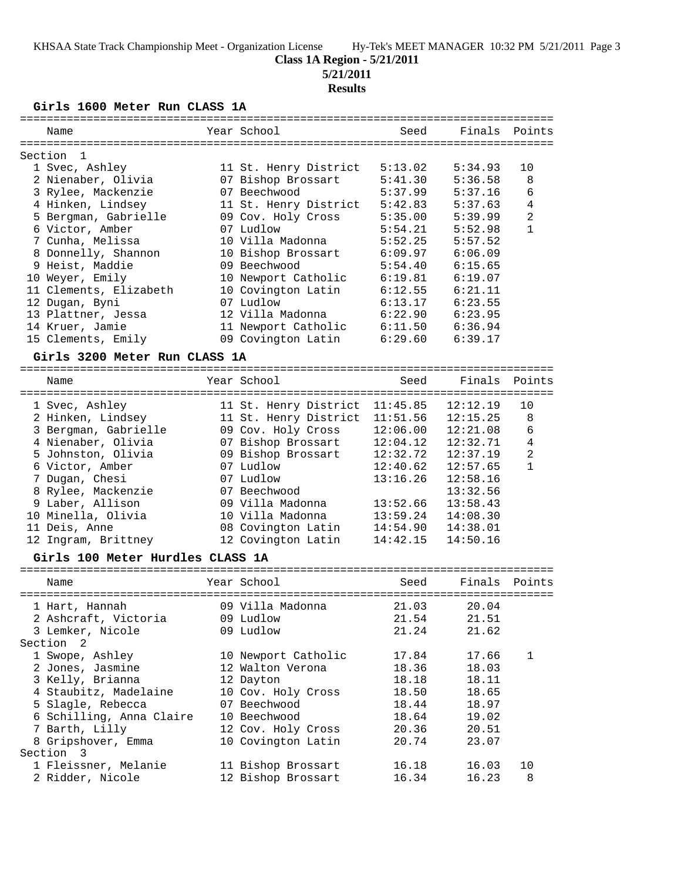**Class 1A Region - 5/21/2011**

**5/21/2011**

**Results**

### Girls 1600 Meter Run CLASS 1A

| Place | Name | Year | School | Seed | Finals | Points |
|---|---|---|---|---|---|---|
| **Section 1** | | | | | | |
| 1 | Svec, Ashley | 11 | St. Henry District | 5:13.02 | 5:34.93 | 10 |
| 2 | Nienaber, Olivia | 07 | Bishop Brossart | 5:41.30 | 5:36.58 | 8 |
| 3 | Rylee, Mackenzie | 07 | Beechwood | 5:37.99 | 5:37.16 | 6 |
| 4 | Hinken, Lindsey | 11 | St. Henry District | 5:42.83 | 5:37.63 | 4 |
| 5 | Bergman, Gabrielle | 09 | Cov. Holy Cross | 5:35.00 | 5:39.99 | 2 |
| 6 | Victor, Amber | 07 | Ludlow | 5:54.21 | 5:52.98 | 1 |
| 7 | Cunha, Melissa | 10 | Villa Madonna | 5:52.25 | 5:57.52 | |
| 8 | Donnelly, Shannon | 10 | Bishop Brossart | 6:09.97 | 6:06.09 | |
| 9 | Heist, Maddie | 09 | Beechwood | 5:54.40 | 6:15.65 | |
| 10 | Weyer, Emily | 10 | Newport Catholic | 6:19.81 | 6:19.07 | |
| 11 | Clements, Elizabeth | 10 | Covington Latin | 6:12.55 | 6:21.11 | |
| 12 | Dugan, Byni | 07 | Ludlow | 6:13.17 | 6:23.55 | |
| 13 | Plattner, Jessa | 12 | Villa Madonna | 6:22.90 | 6:23.95 | |
| 14 | Kruer, Jamie | 11 | Newport Catholic | 6:11.50 | 6:36.94 | |
| 15 | Clements, Emily | 09 | Covington Latin | 6:29.60 | 6:39.17 | |

### Girls 3200 Meter Run CLASS 1A

| Place | Name | Year | School | Seed | Finals | Points |
|---|---|---|---|---|---|---|
| 1 | Svec, Ashley | 11 | St. Henry District | 11:45.85 | 12:12.19 | 10 |
| 2 | Hinken, Lindsey | 11 | St. Henry District | 11:51.56 | 12:15.25 | 8 |
| 3 | Bergman, Gabrielle | 09 | Cov. Holy Cross | 12:06.00 | 12:21.08 | 6 |
| 4 | Nienaber, Olivia | 07 | Bishop Brossart | 12:04.12 | 12:32.71 | 4 |
| 5 | Johnston, Olivia | 09 | Bishop Brossart | 12:32.72 | 12:37.19 | 2 |
| 6 | Victor, Amber | 07 | Ludlow | 12:40.62 | 12:57.65 | 1 |
| 7 | Dugan, Chesi | 07 | Ludlow | 13:16.26 | 12:58.16 | |
| 8 | Rylee, Mackenzie | 07 | Beechwood | | 13:32.56 | |
| 9 | Laber, Allison | 09 | Villa Madonna | 13:52.66 | 13:58.43 | |
| 10 | Minella, Olivia | 10 | Villa Madonna | 13:59.24 | 14:08.30 | |
| 11 | Deis, Anne | 08 | Covington Latin | 14:54.90 | 14:38.01 | |
| 12 | Ingram, Brittney | 12 | Covington Latin | 14:42.15 | 14:50.16 | |

### Girls 100 Meter Hurdles CLASS 1A

| Place | Name | Year | School | Seed | Finals | Points |
|---|---|---|---|---|---|---|
| 1 | Hart, Hannah | 09 | Villa Madonna | 21.03 | 20.04 | |
| 2 | Ashcraft, Victoria | 09 | Ludlow | 21.54 | 21.51 | |
| 3 | Lemker, Nicole | 09 | Ludlow | 21.24 | 21.62 | |
| **Section 2** | | | | | | |
| 1 | Swope, Ashley | 10 | Newport Catholic | 17.84 | 17.66 | 1 |
| 2 | Jones, Jasmine | 12 | Walton Verona | 18.36 | 18.03 | |
| 3 | Kelly, Brianna | 12 | Dayton | 18.18 | 18.11 | |
| 4 | Staubitz, Madelaine | 10 | Cov. Holy Cross | 18.50 | 18.65 | |
| 5 | Slagle, Rebecca | 07 | Beechwood | 18.44 | 18.97 | |
| 6 | Schilling, Anna Claire | 10 | Beechwood | 18.64 | 19.02 | |
| 7 | Barth, Lilly | 12 | Cov. Holy Cross | 20.36 | 20.51 | |
| 8 | Gripshover, Emma | 10 | Covington Latin | 20.74 | 23.07 | |
| **Section 3** | | | | | | |
| 1 | Fleissner, Melanie | 11 | Bishop Brossart | 16.18 | 16.03 | 10 |
| 2 | Ridder, Nicole | 12 | Bishop Brossart | 16.34 | 16.23 | 8 |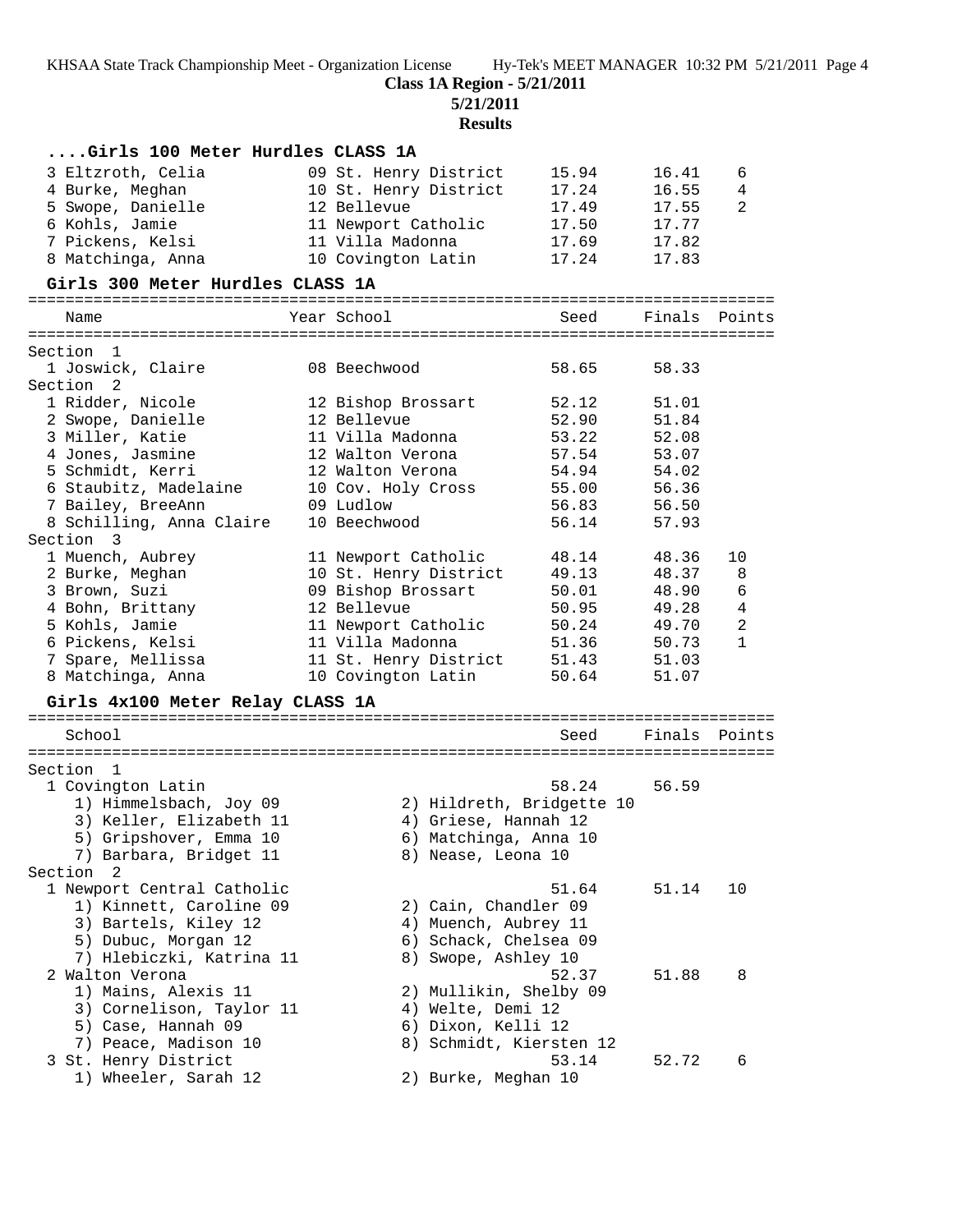**Class 1A Region - 5/21/2011**

**5/21/2011**

**Results**

### ....Girls 100 Meter Hurdles CLASS 1A

| Name | Year | School | Seed | Finals | Points |
|---|---|---|---|---|---|
| 3 Eltzroth, Celia | 09 | St. Henry District | 15.94 | 16.41 | 6 |
| 4 Burke, Meghan | 10 | St. Henry District | 17.24 | 16.55 | 4 |
| 5 Swope, Danielle | 12 | Bellevue | 17.49 | 17.55 | 2 |
| 6 Kohls, Jamie | 11 | Newport Catholic | 17.50 | 17.77 | |
| 7 Pickens, Kelsi | 11 | Villa Madonna | 17.69 | 17.82 | |
| 8 Matchinga, Anna | 10 | Covington Latin | 17.24 | 17.83 | |

### Girls 300 Meter Hurdles CLASS 1A

| Name | Year | School | Seed | Finals | Points |
|---|---|---|---|---|---|
| **Section 1** | | | | | |
| 1 Joswick, Claire | 08 | Beechwood | 58.65 | 58.33 | |
| **Section 2** | | | | | |
| 1 Ridder, Nicole | 12 | Bishop Brossart | 52.12 | 51.01 | |
| 2 Swope, Danielle | 12 | Bellevue | 52.90 | 51.84 | |
| 3 Miller, Katie | 11 | Villa Madonna | 53.22 | 52.08 | |
| 4 Jones, Jasmine | 12 | Walton Verona | 57.54 | 53.07 | |
| 5 Schmidt, Kerri | 12 | Walton Verona | 54.94 | 54.02 | |
| 6 Staubitz, Madelaine | 10 | Cov. Holy Cross | 55.00 | 56.36 | |
| 7 Bailey, BreeAnn | 09 | Ludlow | 56.83 | 56.50 | |
| 8 Schilling, Anna Claire | 10 | Beechwood | 56.14 | 57.93 | |
| **Section 3** | | | | | |
| 1 Muench, Aubrey | 11 | Newport Catholic | 48.14 | 48.36 | 10 |
| 2 Burke, Meghan | 10 | St. Henry District | 49.13 | 48.37 | 8 |
| 3 Brown, Suzi | 09 | Bishop Brossart | 50.01 | 48.90 | 6 |
| 4 Bohn, Brittany | 12 | Bellevue | 50.95 | 49.28 | 4 |
| 5 Kohls, Jamie | 11 | Newport Catholic | 50.24 | 49.70 | 2 |
| 6 Pickens, Kelsi | 11 | Villa Madonna | 51.36 | 50.73 | 1 |
| 7 Spare, Mellissa | 11 | St. Henry District | 51.43 | 51.03 | |
| 8 Matchinga, Anna | 10 | Covington Latin | 50.64 | 51.07 | |

### Girls 4x100 Meter Relay CLASS 1A

| School | Seed | Finals | Points |
|---|---|---|---|
| **Section 1** | | | |
| 1 Covington Latin | 58.24 | 56.59 | |
| 1) Himmelsbach, Joy 09; 2) Hildreth, Bridgette 10; 3) Keller, Elizabeth 11; 4) Griese, Hannah 12; 5) Gripshover, Emma 10; 6) Matchinga, Anna 10; 7) Barbara, Bridget 11; 8) Nease, Leona 10 | | | |
| **Section 2** | | | |
| 1 Newport Central Catholic | 51.64 | 51.14 | 10 |
| 1) Kinnett, Caroline 09; 2) Cain, Chandler 09; 3) Bartels, Kiley 12; 4) Muench, Aubrey 11; 5) Dubuc, Morgan 12; 6) Schack, Chelsea 09; 7) Hlebiczki, Katrina 11; 8) Swope, Ashley 10 | | | |
| 2 Walton Verona | 52.37 | 51.88 | 8 |
| 1) Mains, Alexis 11; 2) Mullikin, Shelby 09; 3) Cornelison, Taylor 11; 4) Welte, Demi 12; 5) Case, Hannah 09; 6) Dixon, Kelli 12; 7) Peace, Madison 10; 8) Schmidt, Kiersten 12 | | | |
| 3 St. Henry District | 53.14 | 52.72 | 6 |
| 1) Wheeler, Sarah 12; 2) Burke, Meghan 10 | | | |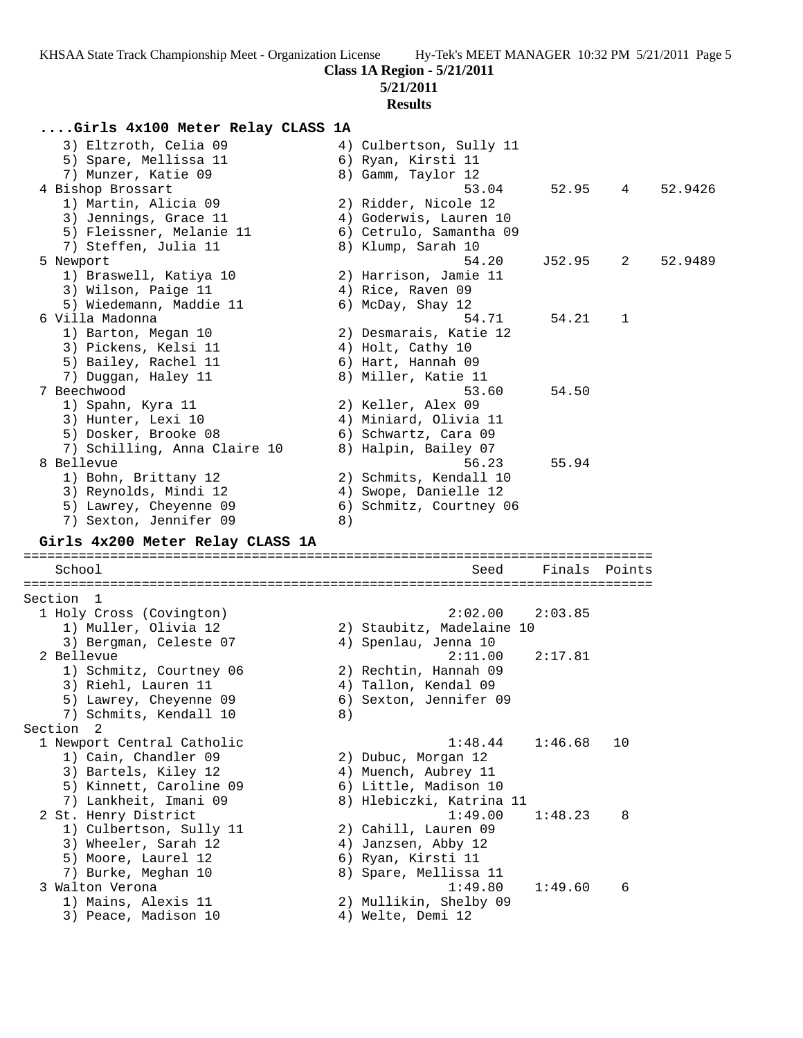## ....Girls 4x100 Meter Relay CLASS 1A

```
   3) Eltzroth, Celia 09              4) Culbertson, Sully 11
   5) Spare, Mellissa 11              6) Ryan, Kirsti 11
   7) Munzer, Katie 09                8) Gamm, Taylor 12
 4 Bishop Brossart                             53.04      52.95    4     52.9426
   1) Martin, Alicia 09               2) Ridder, Nicole 12
   3) Jennings, Grace 11              4) Goderwis, Lauren 10
   5) Fleissner, Melanie 11           6) Cetrulo, Samantha 09
   7) Steffen, Julia 11               8) Klump, Sarah 10
 5 Newport                                     54.20     J52.95    2     52.9489
   1) Braswell, Katiya 10             2) Harrison, Jamie 11
   3) Wilson, Paige 11                4) Rice, Raven 09
   5) Wiedemann, Maddie 11            6) McDay, Shay 12
 6 Villa Madonna                               54.71      54.21    1
   1) Barton, Megan 10                2) Desmarais, Katie 12
   3) Pickens, Kelsi 11               4) Holt, Cathy 10
   5) Bailey, Rachel 11               6) Hart, Hannah 09
   7) Duggan, Haley 11                8) Miller, Katie 11
 7 Beechwood                                   53.60      54.50
   1) Spahn, Kyra 11                  2) Keller, Alex 09
   3) Hunter, Lexi 10                 4) Miniard, Olivia 11
   5) Dosker, Brooke 08               6) Schwartz, Cara 09
   7) Schilling, Anna Claire 10       8) Halpin, Bailey 07
 8 Bellevue                                    56.23      55.94
   1) Bohn, Brittany 12               2) Schmits, Kendall 10
   3) Reynolds, Mindi 12              4) Swope, Danielle 12
   5) Lawrey, Cheyenne 09             6) Schmitz, Courtney 06
   7) Sexton, Jennifer 09             8)
```

## Girls 4x200 Meter Relay CLASS 1A

```
================================================================================
    School                                            Seed     Finals  Points
================================================================================
Section  1
  1 Holy Cross (Covington)                          2:02.00    2:03.85
     1) Muller, Olivia 12               2) Staubitz, Madelaine 10
     3) Bergman, Celeste 07             4) Spenlau, Jenna 10
  2 Bellevue                                        2:11.00    2:17.81
     1) Schmitz, Courtney 06            2) Rechtin, Hannah 09
     3) Riehl, Lauren 11                4) Tallon, Kendal 09
     5) Lawrey, Cheyenne 09             6) Sexton, Jennifer 09
     7) Schmits, Kendall 10             8)
Section  2
  1 Newport Central Catholic                        1:48.44    1:46.68   10
     1) Cain, Chandler 09               2) Dubuc, Morgan 12
     3) Bartels, Kiley 12               4) Muench, Aubrey 11
     5) Kinnett, Caroline 09            6) Little, Madison 10
     7) Lankheit, Imani 09              8) Hlebiczki, Katrina 11
  2 St. Henry District                              1:49.00    1:48.23    8
     1) Culbertson, Sully 11            2) Cahill, Lauren 09
     3) Wheeler, Sarah 12               4) Janzsen, Abby 12
     5) Moore, Laurel 12                6) Ryan, Kirsti 11
     7) Burke, Meghan 10                8) Spare, Mellissa 11
  3 Walton Verona                                   1:49.80    1:49.60    6
     1) Mains, Alexis 11                2) Mullikin, Shelby 09
     3) Peace, Madison 10               4) Welte, Demi 12
```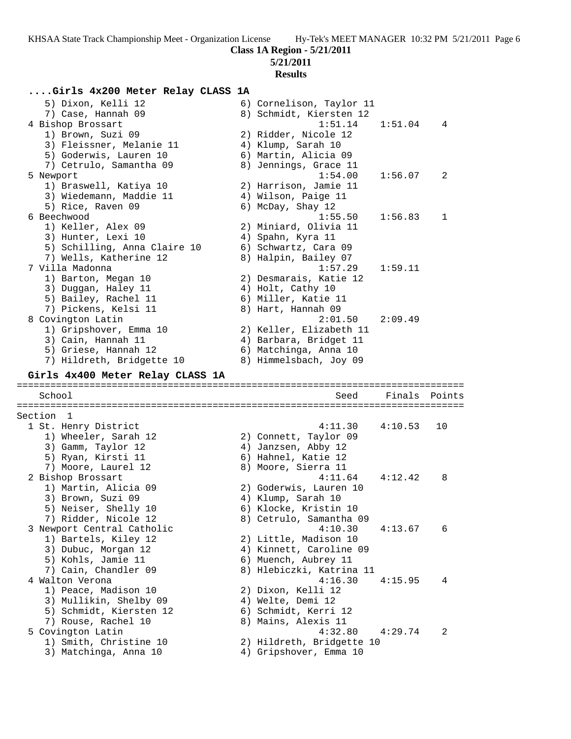**Class 1A Region - 5/21/2011**

**5/21/2011**

**Results**

### ....Girls 4x200 Meter Relay CLASS 1A

```
    5) Dixon, Kelli 12                6) Cornelison, Taylor 11
    7) Case, Hannah 09                8) Schmidt, Kiersten 12
  4 Bishop Brossart                             1:51.14    1:51.04    4
    1) Brown, Suzi 09                 2) Ridder, Nicole 12
    3) Fleissner, Melanie 11          4) Klump, Sarah 10
    5) Goderwis, Lauren 10            6) Martin, Alicia 09
    7) Cetrulo, Samantha 09           8) Jennings, Grace 11
  5 Newport                                     1:54.00    1:56.07    2
    1) Braswell, Katiya 10            2) Harrison, Jamie 11
    3) Wiedemann, Maddie 11           4) Wilson, Paige 11
    5) Rice, Raven 09                 6) McDay, Shay 12
  6 Beechwood                                   1:55.50    1:56.83    1
    1) Keller, Alex 09                2) Miniard, Olivia 11
    3) Hunter, Lexi 10                4) Spahn, Kyra 11
    5) Schilling, Anna Claire 10      6) Schwartz, Cara 09
    7) Wells, Katherine 12            8) Halpin, Bailey 07
  7 Villa Madonna                               1:57.29    1:59.11
    1) Barton, Megan 10               2) Desmarais, Katie 12
    3) Duggan, Haley 11               4) Holt, Cathy 10
    5) Bailey, Rachel 11              6) Miller, Katie 11
    7) Pickens, Kelsi 11              8) Hart, Hannah 09
  8 Covington Latin                             2:01.50    2:09.49
    1) Gripshover, Emma 10            2) Keller, Elizabeth 11
    3) Cain, Hannah 11                4) Barbara, Bridget 11
    5) Griese, Hannah 12              6) Matchinga, Anna 10
    7) Hildreth, Bridgette 10         8) Himmelsbach, Joy 09
```

### Girls 4x400 Meter Relay CLASS 1A

```
================================================================================
    School                                         Seed     Finals  Points
================================================================================
Section  1
  1 St. Henry District                          4:11.30    4:10.53   10
    1) Wheeler, Sarah 12              2) Connett, Taylor 09
    3) Gamm, Taylor 12                4) Janzsen, Abby 12
    5) Ryan, Kirsti 11                6) Hahnel, Katie 12
    7) Moore, Laurel 12               8) Moore, Sierra 11
  2 Bishop Brossart                             4:11.64    4:12.42    8
    1) Martin, Alicia 09              2) Goderwis, Lauren 10
    3) Brown, Suzi 09                 4) Klump, Sarah 10
    5) Neiser, Shelly 10              6) Klocke, Kristin 10
    7) Ridder, Nicole 12              8) Cetrulo, Samantha 09
  3 Newport Central Catholic                    4:10.30    4:13.67    6
    1) Bartels, Kiley 12              2) Little, Madison 10
    3) Dubuc, Morgan 12               4) Kinnett, Caroline 09
    5) Kohls, Jamie 11                6) Muench, Aubrey 11
    7) Cain, Chandler 09              8) Hlebiczki, Katrina 11
  4 Walton Verona                               4:16.30    4:15.95    4
    1) Peace, Madison 10              2) Dixon, Kelli 12
    3) Mullikin, Shelby 09            4) Welte, Demi 12
    5) Schmidt, Kiersten 12           6) Schmidt, Kerri 12
    7) Rouse, Rachel 10               8) Mains, Alexis 11
  5 Covington Latin                             4:32.80    4:29.74    2
    1) Smith, Christine 10            2) Hildreth, Bridgette 10
    3) Matchinga, Anna 10             4) Gripshover, Emma 10
```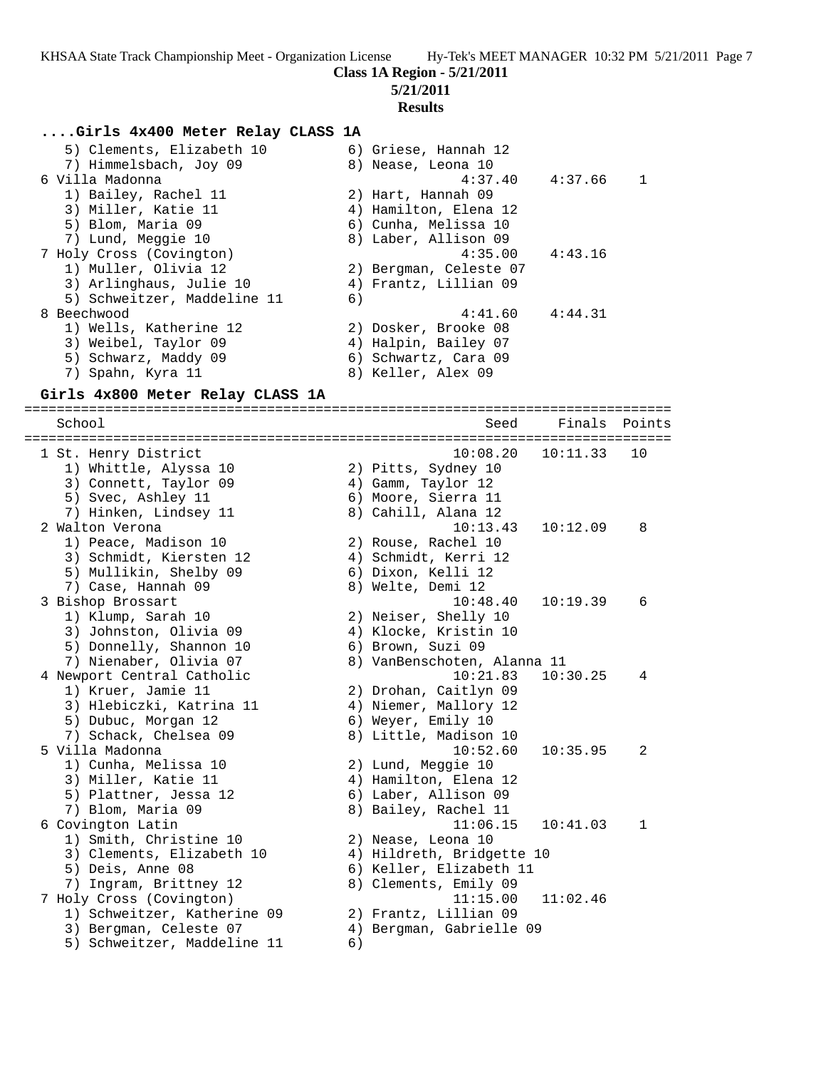Class 1A Region - 5/21/2011
5/21/2011
Results

### ....Girls 4x400 Meter Relay CLASS 1A

```
   5) Clements, Elizabeth 10          6) Griese, Hannah 12
   7) Himmelsbach, Joy 09             8) Nease, Leona 10
 6 Villa Madonna                               4:37.40    4:37.66    1
   1) Bailey, Rachel 11               2) Hart, Hannah 09
   3) Miller, Katie 11                4) Hamilton, Elena 12
   5) Blom, Maria 09                  6) Cunha, Melissa 10
   7) Lund, Meggie 10                 8) Laber, Allison 09
 7 Holy Cross (Covington)                      4:35.00    4:43.16
   1) Muller, Olivia 12               2) Bergman, Celeste 07
   3) Arlinghaus, Julie 10            4) Frantz, Lillian 09
   5) Schweitzer, Maddeline 11        6)
 8 Beechwood                                   4:41.60    4:44.31
   1) Wells, Katherine 12             2) Dosker, Brooke 08
   3) Weibel, Taylor 09               4) Halpin, Bailey 07
   5) Schwarz, Maddy 09               6) Schwartz, Cara 09
   7) Spahn, Kyra 11                  8) Keller, Alex 09
```

### Girls 4x800 Meter Relay CLASS 1A

```
================================================================================
    School                                        Seed     Finals  Points
================================================================================
  1 St. Henry District                         10:08.20   10:11.33   10
    1) Whittle, Alyssa 10              2) Pitts, Sydney 10
    3) Connett, Taylor 09              4) Gamm, Taylor 12
    5) Svec, Ashley 11                 6) Moore, Sierra 11
    7) Hinken, Lindsey 11              8) Cahill, Alana 12
  2 Walton Verona                              10:13.43   10:12.09    8
    1) Peace, Madison 10               2) Rouse, Rachel 10
    3) Schmidt, Kiersten 12            4) Schmidt, Kerri 12
    5) Mullikin, Shelby 09             6) Dixon, Kelli 12
    7) Case, Hannah 09                 8) Welte, Demi 12
  3 Bishop Brossart                            10:48.40   10:19.39    6
    1) Klump, Sarah 10                 2) Neiser, Shelly 10
    3) Johnston, Olivia 09             4) Klocke, Kristin 10
    5) Donnelly, Shannon 10            6) Brown, Suzi 09
    7) Nienaber, Olivia 07             8) VanBenschoten, Alanna 11
  4 Newport Central Catholic                   10:21.83   10:30.25    4
    1) Kruer, Jamie 11                 2) Drohan, Caitlyn 09
    3) Hlebiczki, Katrina 11           4) Niemer, Mallory 12
    5) Dubuc, Morgan 12                6) Weyer, Emily 10
    7) Schack, Chelsea 09              8) Little, Madison 10
  5 Villa Madonna                              10:52.60   10:35.95    2
    1) Cunha, Melissa 10               2) Lund, Meggie 10
    3) Miller, Katie 11                4) Hamilton, Elena 12
    5) Plattner, Jessa 12              6) Laber, Allison 09
    7) Blom, Maria 09                  8) Bailey, Rachel 11
  6 Covington Latin                            11:06.15   10:41.03    1
    1) Smith, Christine 10             2) Nease, Leona 10
    3) Clements, Elizabeth 10          4) Hildreth, Bridgette 10
    5) Deis, Anne 08                   6) Keller, Elizabeth 11
    7) Ingram, Brittney 12             8) Clements, Emily 09
  7 Holy Cross (Covington)                     11:15.00   11:02.46
    1) Schweitzer, Katherine 09        2) Frantz, Lillian 09
    3) Bergman, Celeste 07             4) Bergman, Gabrielle 09
    5) Schweitzer, Maddeline 11        6)
```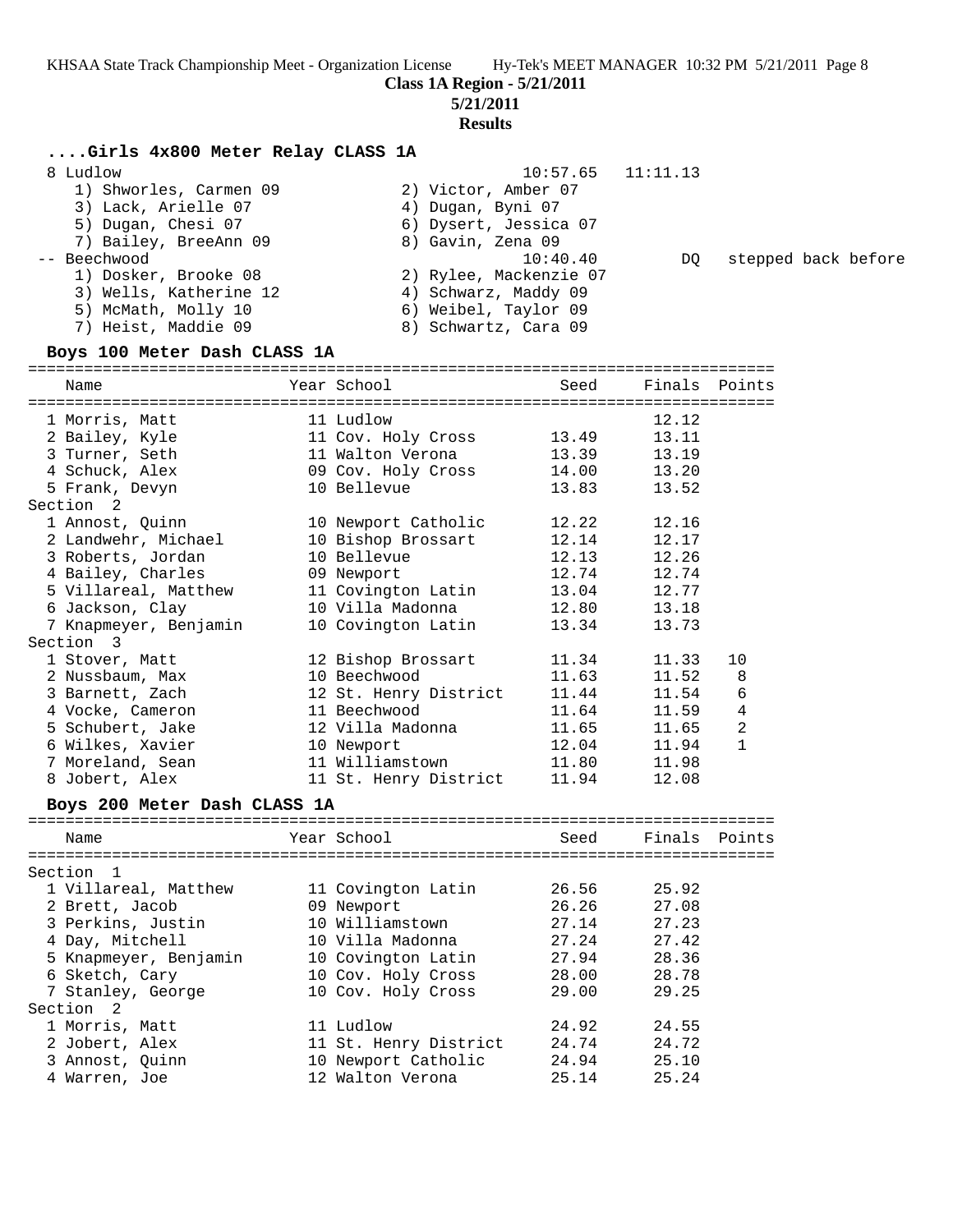**Class 1A Region - 5/21/2011**

**5/21/2011**

**Results**

### ....Girls 4x800 Meter Relay CLASS 1A

| | Team | Seed | Finals | |
|---|---|---|---|---|
| 8 | Ludlow | 10:57.65 | 11:11.13 | |
| | 1) Shworles, Carmen 09; 2) Victor, Amber 07; 3) Lack, Arielle 07; 4) Dugan, Byni 07; 5) Dugan, Chesi 07; 6) Dysert, Jessica 07; 7) Bailey, BreeAnn 09; 8) Gavin, Zena 09 | | | |
| -- | Beechwood | 10:40.40 | DQ | stepped back before |
| | 1) Dosker, Brooke 08; 2) Rylee, Mackenzie 07; 3) Wells, Katherine 12; 4) Schwarz, Maddy 09; 5) McMath, Molly 10; 6) Weibel, Taylor 09; 7) Heist, Maddie 09; 8) Schwartz, Cara 09 | | | |

### Boys 100 Meter Dash CLASS 1A

| | Name | Year | School | Seed | Finals | Points |
|---|---|---|---|---|---|---|
| 1 | Morris, Matt | 11 | Ludlow | | 12.12 | |
| 2 | Bailey, Kyle | 11 | Cov. Holy Cross | 13.49 | 13.11 | |
| 3 | Turner, Seth | 11 | Walton Verona | 13.39 | 13.19 | |
| 4 | Schuck, Alex | 09 | Cov. Holy Cross | 14.00 | 13.20 | |
| 5 | Frank, Devyn | 10 | Bellevue | 13.83 | 13.52 | |
| **Section 2** | | | | | | |
| 1 | Annost, Quinn | 10 | Newport Catholic | 12.22 | 12.16 | |
| 2 | Landwehr, Michael | 10 | Bishop Brossart | 12.14 | 12.17 | |
| 3 | Roberts, Jordan | 10 | Bellevue | 12.13 | 12.26 | |
| 4 | Bailey, Charles | 09 | Newport | 12.74 | 12.74 | |
| 5 | Villareal, Matthew | 11 | Covington Latin | 13.04 | 12.77 | |
| 6 | Jackson, Clay | 10 | Villa Madonna | 12.80 | 13.18 | |
| 7 | Knapmeyer, Benjamin | 10 | Covington Latin | 13.34 | 13.73 | |
| **Section 3** | | | | | | |
| 1 | Stover, Matt | 12 | Bishop Brossart | 11.34 | 11.33 | 10 |
| 2 | Nussbaum, Max | 10 | Beechwood | 11.63 | 11.52 | 8 |
| 3 | Barnett, Zach | 12 | St. Henry District | 11.44 | 11.54 | 6 |
| 4 | Vocke, Cameron | 11 | Beechwood | 11.64 | 11.59 | 4 |
| 5 | Schubert, Jake | 12 | Villa Madonna | 11.65 | 11.65 | 2 |
| 6 | Wilkes, Xavier | 10 | Newport | 12.04 | 11.94 | 1 |
| 7 | Moreland, Sean | 11 | Williamstown | 11.80 | 11.98 | |
| 8 | Jobert, Alex | 11 | St. Henry District | 11.94 | 12.08 | |

### Boys 200 Meter Dash CLASS 1A

| | Name | Year | School | Seed | Finals | Points |
|---|---|---|---|---|---|---|
| **Section 1** | | | | | | |
| 1 | Villareal, Matthew | 11 | Covington Latin | 26.56 | 25.92 | |
| 2 | Brett, Jacob | 09 | Newport | 26.26 | 27.08 | |
| 3 | Perkins, Justin | 10 | Williamstown | 27.14 | 27.23 | |
| 4 | Day, Mitchell | 10 | Villa Madonna | 27.24 | 27.42 | |
| 5 | Knapmeyer, Benjamin | 10 | Covington Latin | 27.94 | 28.36 | |
| 6 | Sketch, Cary | 10 | Cov. Holy Cross | 28.00 | 28.78 | |
| 7 | Stanley, George | 10 | Cov. Holy Cross | 29.00 | 29.25 | |
| **Section 2** | | | | | | |
| 1 | Morris, Matt | 11 | Ludlow | 24.92 | 24.55 | |
| 2 | Jobert, Alex | 11 | St. Henry District | 24.74 | 24.72 | |
| 3 | Annost, Quinn | 10 | Newport Catholic | 24.94 | 25.10 | |
| 4 | Warren, Joe | 12 | Walton Verona | 25.14 | 25.24 | |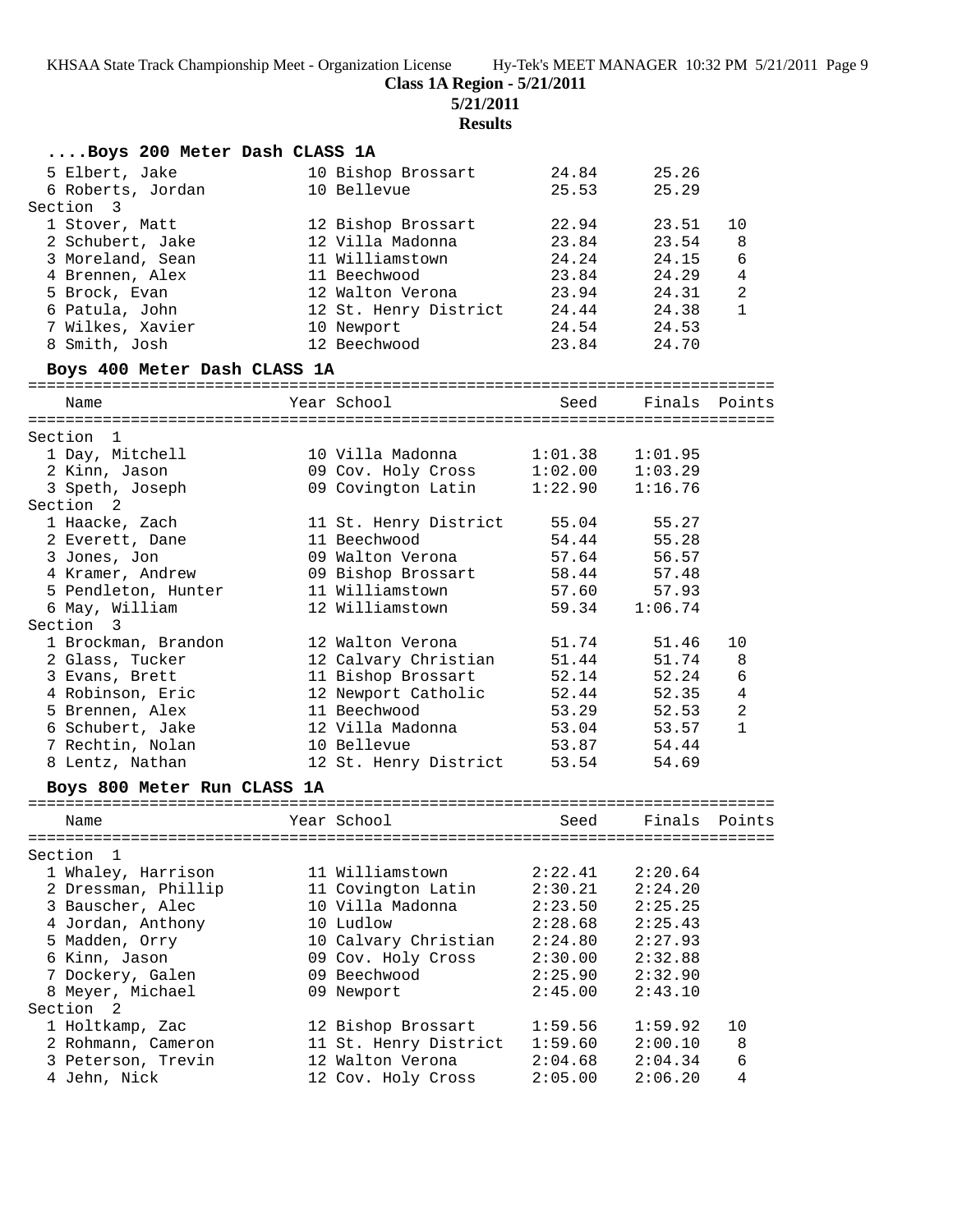**Class 1A Region - 5/21/2011**

**5/21/2011**

**Results**

### ....Boys 200 Meter Dash CLASS 1A

| Name | Year | School | Seed | Finals | Points |
|---|---|---|---|---|---|
| 5 Elbert, Jake | 10 | Bishop Brossart | 24.84 | 25.26 | |
| 6 Roberts, Jordan | 10 | Bellevue | 25.53 | 25.29 | |
| **Section 3** | | | | | |
| 1 Stover, Matt | 12 | Bishop Brossart | 22.94 | 23.51 | 10 |
| 2 Schubert, Jake | 12 | Villa Madonna | 23.84 | 23.54 | 8 |
| 3 Moreland, Sean | 11 | Williamstown | 24.24 | 24.15 | 6 |
| 4 Brennen, Alex | 11 | Beechwood | 23.84 | 24.29 | 4 |
| 5 Brock, Evan | 12 | Walton Verona | 23.94 | 24.31 | 2 |
| 6 Patula, John | 12 | St. Henry District | 24.44 | 24.38 | 1 |
| 7 Wilkes, Xavier | 10 | Newport | 24.54 | 24.53 | |
| 8 Smith, Josh | 12 | Beechwood | 23.84 | 24.70 | |

### Boys 400 Meter Dash CLASS 1A

| Name | Year | School | Seed | Finals | Points |
|---|---|---|---|---|---|
| **Section 1** | | | | | |
| 1 Day, Mitchell | 10 | Villa Madonna | 1:01.38 | 1:01.95 | |
| 2 Kinn, Jason | 09 | Cov. Holy Cross | 1:02.00 | 1:03.29 | |
| 3 Speth, Joseph | 09 | Covington Latin | 1:22.90 | 1:16.76 | |
| **Section 2** | | | | | |
| 1 Haacke, Zach | 11 | St. Henry District | 55.04 | 55.27 | |
| 2 Everett, Dane | 11 | Beechwood | 54.44 | 55.28 | |
| 3 Jones, Jon | 09 | Walton Verona | 57.64 | 56.57 | |
| 4 Kramer, Andrew | 09 | Bishop Brossart | 58.44 | 57.48 | |
| 5 Pendleton, Hunter | 11 | Williamstown | 57.60 | 57.93 | |
| 6 May, William | 12 | Williamstown | 59.34 | 1:06.74 | |
| **Section 3** | | | | | |
| 1 Brockman, Brandon | 12 | Walton Verona | 51.74 | 51.46 | 10 |
| 2 Glass, Tucker | 12 | Calvary Christian | 51.44 | 51.74 | 8 |
| 3 Evans, Brett | 11 | Bishop Brossart | 52.14 | 52.24 | 6 |
| 4 Robinson, Eric | 12 | Newport Catholic | 52.44 | 52.35 | 4 |
| 5 Brennen, Alex | 11 | Beechwood | 53.29 | 52.53 | 2 |
| 6 Schubert, Jake | 12 | Villa Madonna | 53.04 | 53.57 | 1 |
| 7 Rechtin, Nolan | 10 | Bellevue | 53.87 | 54.44 | |
| 8 Lentz, Nathan | 12 | St. Henry District | 53.54 | 54.69 | |

### Boys 800 Meter Run CLASS 1A

| Name | Year | School | Seed | Finals | Points |
|---|---|---|---|---|---|
| **Section 1** | | | | | |
| 1 Whaley, Harrison | 11 | Williamstown | 2:22.41 | 2:20.64 | |
| 2 Dressman, Phillip | 11 | Covington Latin | 2:30.21 | 2:24.20 | |
| 3 Bauscher, Alec | 10 | Villa Madonna | 2:23.50 | 2:25.25 | |
| 4 Jordan, Anthony | 10 | Ludlow | 2:28.68 | 2:25.43 | |
| 5 Madden, Orry | 10 | Calvary Christian | 2:24.80 | 2:27.93 | |
| 6 Kinn, Jason | 09 | Cov. Holy Cross | 2:30.00 | 2:32.88 | |
| 7 Dockery, Galen | 09 | Beechwood | 2:25.90 | 2:32.90 | |
| 8 Meyer, Michael | 09 | Newport | 2:45.00 | 2:43.10 | |
| **Section 2** | | | | | |
| 1 Holtkamp, Zac | 12 | Bishop Brossart | 1:59.56 | 1:59.92 | 10 |
| 2 Rohmann, Cameron | 11 | St. Henry District | 1:59.60 | 2:00.10 | 8 |
| 3 Peterson, Trevin | 12 | Walton Verona | 2:04.68 | 2:04.34 | 6 |
| 4 Jehn, Nick | 12 | Cov. Holy Cross | 2:05.00 | 2:06.20 | 4 |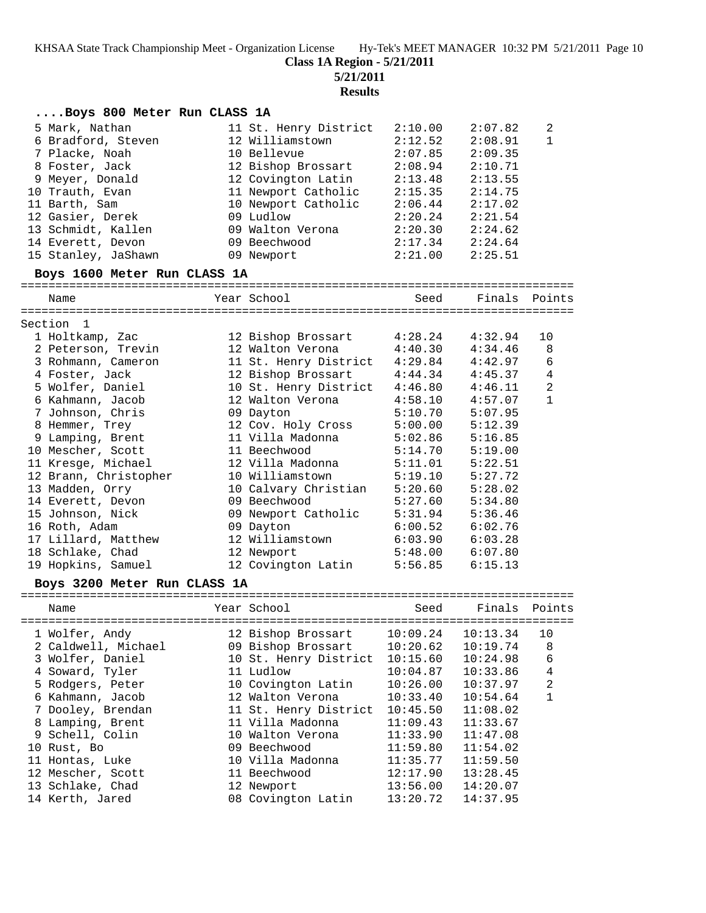**Class 1A Region - 5/21/2011**

**5/21/2011**

**Results**

### ....Boys 800 Meter Run CLASS 1A

| Place | Name | Year | School | Seed | Finals | Points |
|---|---|---|---|---|---|---|
| 5 | Mark, Nathan | 11 | St. Henry District | 2:10.00 | 2:07.82 | 2 |
| 6 | Bradford, Steven | 12 | Williamstown | 2:12.52 | 2:08.91 | 1 |
| 7 | Placke, Noah | 10 | Bellevue | 2:07.85 | 2:09.35 | |
| 8 | Foster, Jack | 12 | Bishop Brossart | 2:08.94 | 2:10.71 | |
| 9 | Meyer, Donald | 12 | Covington Latin | 2:13.48 | 2:13.55 | |
| 10 | Trauth, Evan | 11 | Newport Catholic | 2:15.35 | 2:14.75 | |
| 11 | Barth, Sam | 10 | Newport Catholic | 2:06.44 | 2:17.02 | |
| 12 | Gasier, Derek | 09 | Ludlow | 2:20.24 | 2:21.54 | |
| 13 | Schmidt, Kallen | 09 | Walton Verona | 2:20.30 | 2:24.62 | |
| 14 | Everett, Devon | 09 | Beechwood | 2:17.34 | 2:24.64 | |
| 15 | Stanley, JaShawn | 09 | Newport | 2:21.00 | 2:25.51 | |

### Boys 1600 Meter Run CLASS 1A

Section 1

| Place | Name | Year | School | Seed | Finals | Points |
|---|---|---|---|---|---|---|
| 1 | Holtkamp, Zac | 12 | Bishop Brossart | 4:28.24 | 4:32.94 | 10 |
| 2 | Peterson, Trevin | 12 | Walton Verona | 4:40.30 | 4:34.46 | 8 |
| 3 | Rohmann, Cameron | 11 | St. Henry District | 4:29.84 | 4:42.97 | 6 |
| 4 | Foster, Jack | 12 | Bishop Brossart | 4:44.34 | 4:45.37 | 4 |
| 5 | Wolfer, Daniel | 10 | St. Henry District | 4:46.80 | 4:46.11 | 2 |
| 6 | Kahmann, Jacob | 12 | Walton Verona | 4:58.10 | 4:57.07 | 1 |
| 7 | Johnson, Chris | 09 | Dayton | 5:10.70 | 5:07.95 | |
| 8 | Hemmer, Trey | 12 | Cov. Holy Cross | 5:00.00 | 5:12.39 | |
| 9 | Lamping, Brent | 11 | Villa Madonna | 5:02.86 | 5:16.85 | |
| 10 | Mescher, Scott | 11 | Beechwood | 5:14.70 | 5:19.00 | |
| 11 | Kresge, Michael | 12 | Villa Madonna | 5:11.01 | 5:22.51 | |
| 12 | Brann, Christopher | 10 | Williamstown | 5:19.10 | 5:27.72 | |
| 13 | Madden, Orry | 10 | Calvary Christian | 5:20.60 | 5:28.02 | |
| 14 | Everett, Devon | 09 | Beechwood | 5:27.60 | 5:34.80 | |
| 15 | Johnson, Nick | 09 | Newport Catholic | 5:31.94 | 5:36.46 | |
| 16 | Roth, Adam | 09 | Dayton | 6:00.52 | 6:02.76 | |
| 17 | Lillard, Matthew | 12 | Williamstown | 6:03.90 | 6:03.28 | |
| 18 | Schlake, Chad | 12 | Newport | 5:48.00 | 6:07.80 | |
| 19 | Hopkins, Samuel | 12 | Covington Latin | 5:56.85 | 6:15.13 | |

### Boys 3200 Meter Run CLASS 1A

| Place | Name | Year | School | Seed | Finals | Points |
|---|---|---|---|---|---|---|
| 1 | Wolfer, Andy | 12 | Bishop Brossart | 10:09.24 | 10:13.34 | 10 |
| 2 | Caldwell, Michael | 09 | Bishop Brossart | 10:20.62 | 10:19.74 | 8 |
| 3 | Wolfer, Daniel | 10 | St. Henry District | 10:15.60 | 10:24.98 | 6 |
| 4 | Soward, Tyler | 11 | Ludlow | 10:04.87 | 10:33.86 | 4 |
| 5 | Rodgers, Peter | 10 | Covington Latin | 10:26.00 | 10:37.97 | 2 |
| 6 | Kahmann, Jacob | 12 | Walton Verona | 10:33.40 | 10:54.64 | 1 |
| 7 | Dooley, Brendan | 11 | St. Henry District | 10:45.50 | 11:08.02 | |
| 8 | Lamping, Brent | 11 | Villa Madonna | 11:09.43 | 11:33.67 | |
| 9 | Schell, Colin | 10 | Walton Verona | 11:33.90 | 11:47.08 | |
| 10 | Rust, Bo | 09 | Beechwood | 11:59.80 | 11:54.02 | |
| 11 | Hontas, Luke | 10 | Villa Madonna | 11:35.77 | 11:59.50 | |
| 12 | Mescher, Scott | 11 | Beechwood | 12:17.90 | 13:28.45 | |
| 13 | Schlake, Chad | 12 | Newport | 13:56.00 | 14:20.07 | |
| 14 | Kerth, Jared | 08 | Covington Latin | 13:20.72 | 14:37.95 | |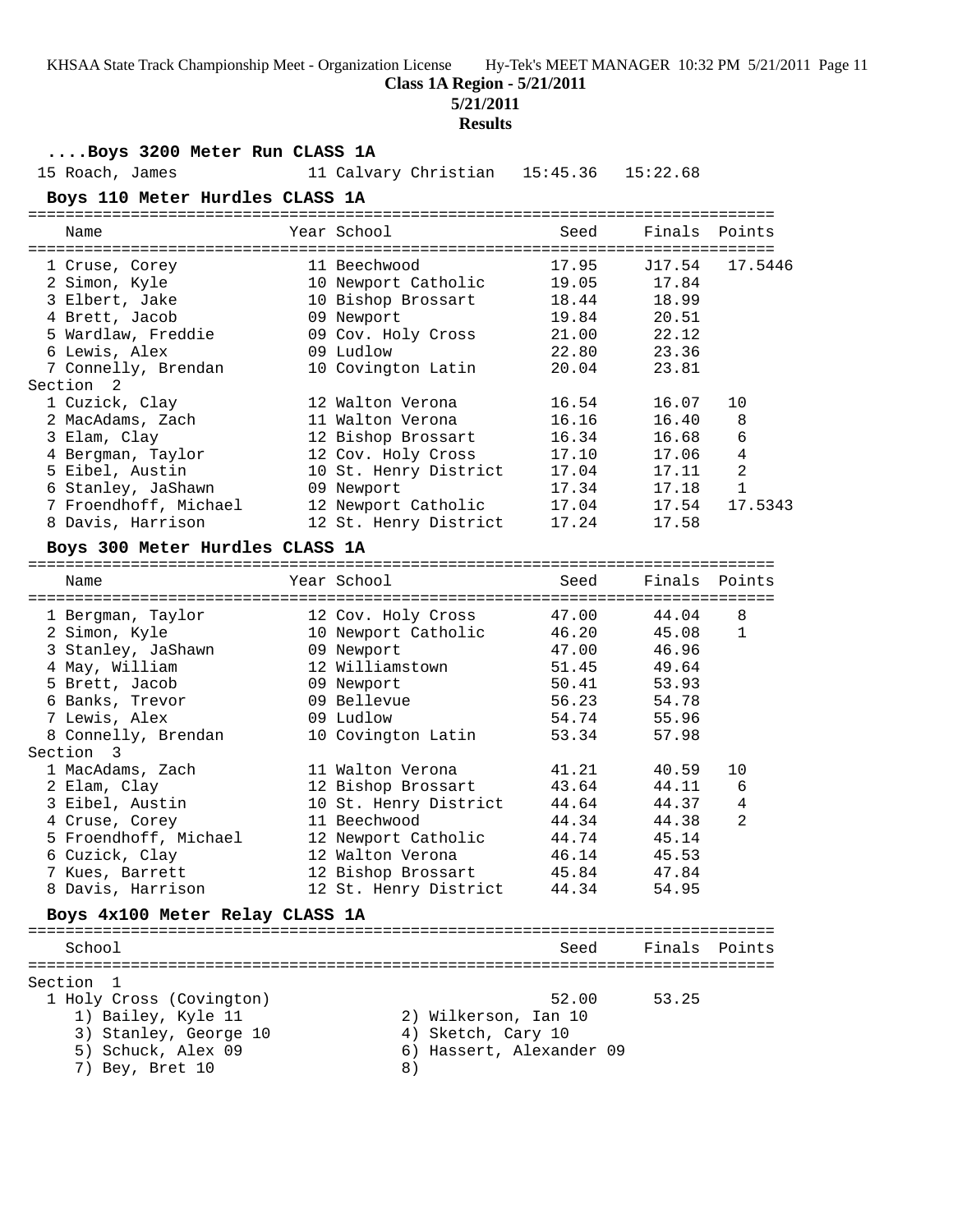**Class 1A Region - 5/21/2011**

**5/21/2011**

**Results**

### ....Boys 3200 Meter Run CLASS 1A

| Place | Name | Year | School | Seed | Finals | Points |
|---|---|---|---|---|---|---|
| 15 | Roach, James | 11 | Calvary Christian | 15:45.36 | 15:22.68 | |

### Boys 110 Meter Hurdles CLASS 1A

| Place | Name | Year | School | Seed | Finals | Points |
|---|---|---|---|---|---|---|
| 1 | Cruse, Corey | 11 | Beechwood | 17.95 | J17.54 | 17.5446 |
| 2 | Simon, Kyle | 10 | Newport Catholic | 19.05 | 17.84 | |
| 3 | Elbert, Jake | 10 | Bishop Brossart | 18.44 | 18.99 | |
| 4 | Brett, Jacob | 09 | Newport | 19.84 | 20.51 | |
| 5 | Wardlaw, Freddie | 09 | Cov. Holy Cross | 21.00 | 22.12 | |
| 6 | Lewis, Alex | 09 | Ludlow | 22.80 | 23.36 | |
| 7 | Connelly, Brendan | 10 | Covington Latin | 20.04 | 23.81 | |
| **Section 2** | | | | | | |
| 1 | Cuzick, Clay | 12 | Walton Verona | 16.54 | 16.07 | 10 |
| 2 | MacAdams, Zach | 11 | Walton Verona | 16.16 | 16.40 | 8 |
| 3 | Elam, Clay | 12 | Bishop Brossart | 16.34 | 16.68 | 6 |
| 4 | Bergman, Taylor | 12 | Cov. Holy Cross | 17.10 | 17.06 | 4 |
| 5 | Eibel, Austin | 10 | St. Henry District | 17.04 | 17.11 | 2 |
| 6 | Stanley, JaShawn | 09 | Newport | 17.34 | 17.18 | 1 |
| 7 | Froendhoff, Michael | 12 | Newport Catholic | 17.04 | 17.54 | 17.5343 |
| 8 | Davis, Harrison | 12 | St. Henry District | 17.24 | 17.58 | |

### Boys 300 Meter Hurdles CLASS 1A

| Place | Name | Year | School | Seed | Finals | Points |
|---|---|---|---|---|---|---|
| 1 | Bergman, Taylor | 12 | Cov. Holy Cross | 47.00 | 44.04 | 8 |
| 2 | Simon, Kyle | 10 | Newport Catholic | 46.20 | 45.08 | 1 |
| 3 | Stanley, JaShawn | 09 | Newport | 47.00 | 46.96 | |
| 4 | May, William | 12 | Williamstown | 51.45 | 49.64 | |
| 5 | Brett, Jacob | 09 | Newport | 50.41 | 53.93 | |
| 6 | Banks, Trevor | 09 | Bellevue | 56.23 | 54.78 | |
| 7 | Lewis, Alex | 09 | Ludlow | 54.74 | 55.96 | |
| 8 | Connelly, Brendan | 10 | Covington Latin | 53.34 | 57.98 | |
| **Section 3** | | | | | | |
| 1 | MacAdams, Zach | 11 | Walton Verona | 41.21 | 40.59 | 10 |
| 2 | Elam, Clay | 12 | Bishop Brossart | 43.64 | 44.11 | 6 |
| 3 | Eibel, Austin | 10 | St. Henry District | 44.64 | 44.37 | 4 |
| 4 | Cruse, Corey | 11 | Beechwood | 44.34 | 44.38 | 2 |
| 5 | Froendhoff, Michael | 12 | Newport Catholic | 44.74 | 45.14 | |
| 6 | Cuzick, Clay | 12 | Walton Verona | 46.14 | 45.53 | |
| 7 | Kues, Barrett | 12 | Bishop Brossart | 45.84 | 47.84 | |
| 8 | Davis, Harrison | 12 | St. Henry District | 44.34 | 54.95 | |

### Boys 4x100 Meter Relay CLASS 1A

| Place | School | Seed | Finals | Points |
|---|---|---|---|---|
| **Section 1** | | | | |
| 1 | Holy Cross (Covington) | 52.00 | 53.25 | |

1) Bailey, Kyle 11
2) Wilkerson, Ian 10
3) Stanley, George 10
4) Sketch, Cary 10
5) Schuck, Alex 09
6) Hassert, Alexander 09
7) Bey, Bret 10
8)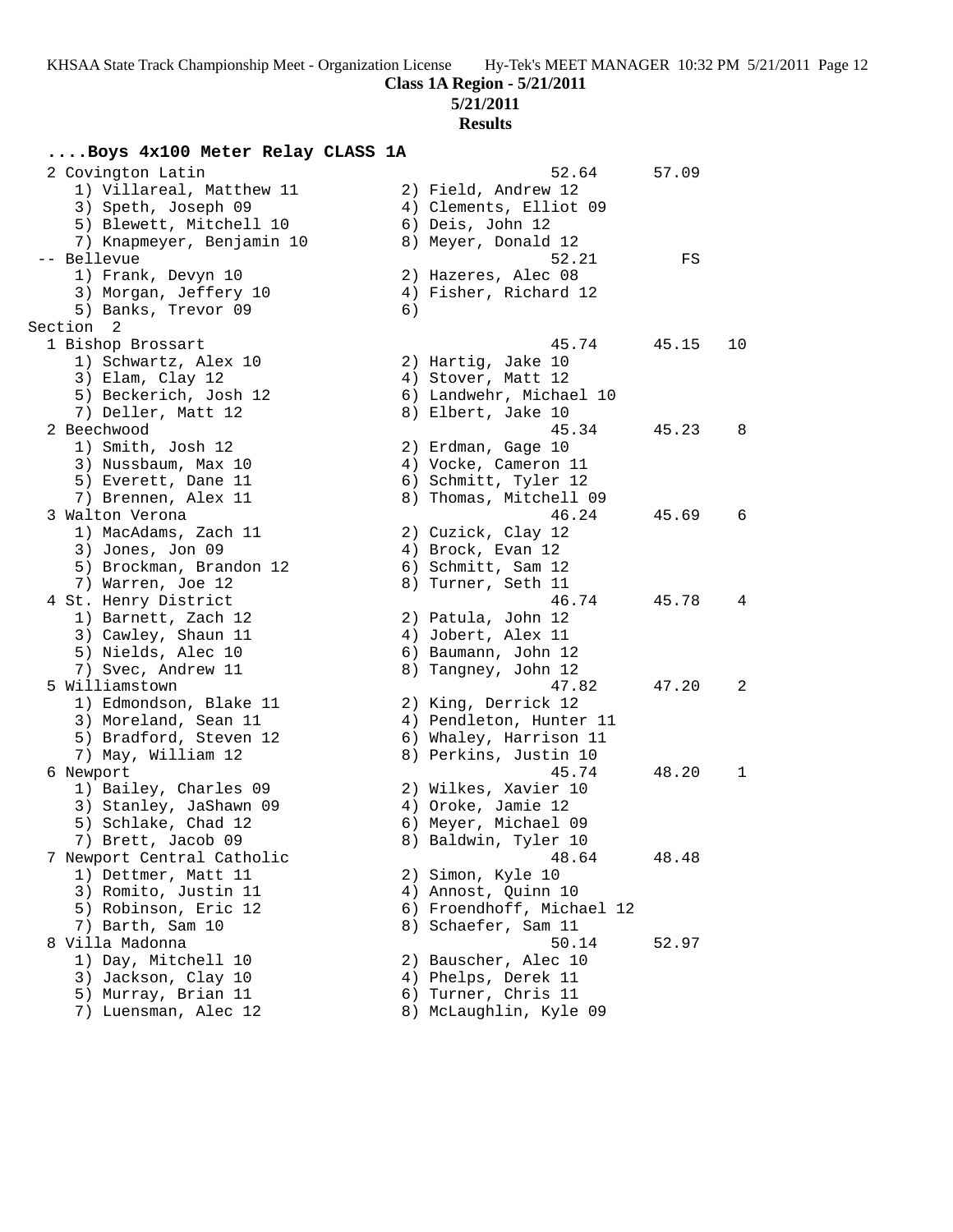**Class 1A Region - 5/21/2011**

**5/21/2011**

**Results**

### ....Boys 4x100 Meter Relay CLASS 1A

```
  2 Covington Latin                                    52.64      57.09
     1) Villareal, Matthew 11          2) Field, Andrew 12
     3) Speth, Joseph 09               4) Clements, Elliot 09
     5) Blewett, Mitchell 10           6) Deis, John 12
     7) Knapmeyer, Benjamin 10         8) Meyer, Donald 12
 -- Bellevue                                           52.21         FS
     1) Frank, Devyn 10                2) Hazeres, Alec 08
     3) Morgan, Jeffery 10             4) Fisher, Richard 12
     5) Banks, Trevor 09               6)
Section  2
  1 Bishop Brossart                                    45.74      45.15   10
     1) Schwartz, Alex 10              2) Hartig, Jake 10
     3) Elam, Clay 12                  4) Stover, Matt 12
     5) Beckerich, Josh 12             6) Landwehr, Michael 10
     7) Deller, Matt 12                8) Elbert, Jake 10
  2 Beechwood                                          45.34      45.23    8
     1) Smith, Josh 12                 2) Erdman, Gage 10
     3) Nussbaum, Max 10               4) Vocke, Cameron 11
     5) Everett, Dane 11               6) Schmitt, Tyler 12
     7) Brennen, Alex 11               8) Thomas, Mitchell 09
  3 Walton Verona                                      46.24      45.69    6
     1) MacAdams, Zach 11              2) Cuzick, Clay 12
     3) Jones, Jon 09                  4) Brock, Evan 12
     5) Brockman, Brandon 12           6) Schmitt, Sam 12
     7) Warren, Joe 12                 8) Turner, Seth 11
  4 St. Henry District                                 46.74      45.78    4
     1) Barnett, Zach 12               2) Patula, John 12
     3) Cawley, Shaun 11               4) Jobert, Alex 11
     5) Nields, Alec 10                6) Baumann, John 12
     7) Svec, Andrew 11                8) Tangney, John 12
  5 Williamstown                                       47.82      47.20    2
     1) Edmondson, Blake 11            2) King, Derrick 12
     3) Moreland, Sean 11              4) Pendleton, Hunter 11
     5) Bradford, Steven 12            6) Whaley, Harrison 11
     7) May, William 12                8) Perkins, Justin 10
  6 Newport                                            45.74      48.20    1
     1) Bailey, Charles 09             2) Wilkes, Xavier 10
     3) Stanley, JaShawn 09            4) Oroke, Jamie 12
     5) Schlake, Chad 12               6) Meyer, Michael 09
     7) Brett, Jacob 09                8) Baldwin, Tyler 10
  7 Newport Central Catholic                           48.64      48.48
     1) Dettmer, Matt 11               2) Simon, Kyle 10
     3) Romito, Justin 11              4) Annost, Quinn 10
     5) Robinson, Eric 12              6) Froendhoff, Michael 12
     7) Barth, Sam 10                  8) Schaefer, Sam 11
  8 Villa Madonna                                      50.14      52.97
     1) Day, Mitchell 10               2) Bauscher, Alec 10
     3) Jackson, Clay 10               4) Phelps, Derek 11
     5) Murray, Brian 11               6) Turner, Chris 11
     7) Luensman, Alec 12              8) McLaughlin, Kyle 09
```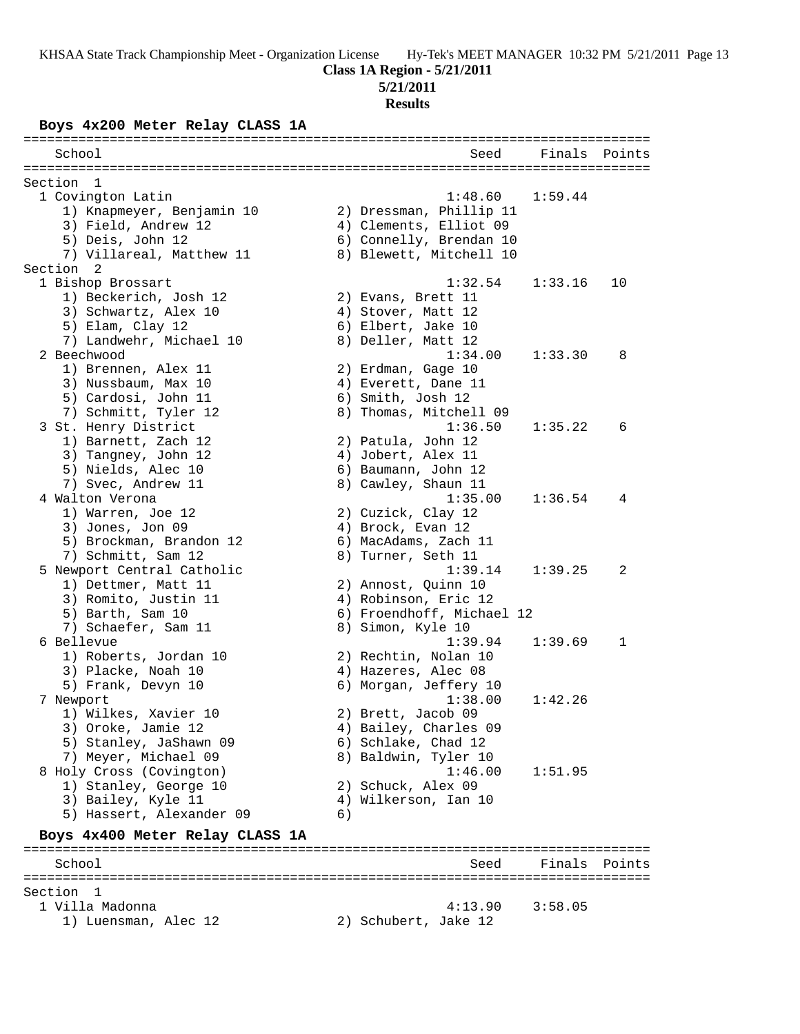**Class 1A Region - 5/21/2011**

**5/21/2011**

**Results**

### Boys 4x200 Meter Relay CLASS 1A

```
================================================================================
    School                                               Seed     Finals  Points
================================================================================
Section  1
  1 Covington Latin                                    1:48.60    1:59.44
     1) Knapmeyer, Benjamin 10          2) Dressman, Phillip 11
     3) Field, Andrew 12                4) Clements, Elliot 09
     5) Deis, John 12                   6) Connelly, Brendan 10
     7) Villareal, Matthew 11           8) Blewett, Mitchell 10
Section  2
  1 Bishop Brossart                                    1:32.54    1:33.16   10
     1) Beckerich, Josh 12              2) Evans, Brett 11
     3) Schwartz, Alex 10               4) Stover, Matt 12
     5) Elam, Clay 12                   6) Elbert, Jake 10
     7) Landwehr, Michael 10            8) Deller, Matt 12
  2 Beechwood                                          1:34.00    1:33.30    8
     1) Brennen, Alex 11                2) Erdman, Gage 10
     3) Nussbaum, Max 10                4) Everett, Dane 11
     5) Cardosi, John 11                6) Smith, Josh 12
     7) Schmitt, Tyler 12               8) Thomas, Mitchell 09
  3 St. Henry District                                 1:36.50    1:35.22    6
     1) Barnett, Zach 12                2) Patula, John 12
     3) Tangney, John 12                4) Jobert, Alex 11
     5) Nields, Alec 10                 6) Baumann, John 12
     7) Svec, Andrew 11                 8) Cawley, Shaun 11
  4 Walton Verona                                      1:35.00    1:36.54    4
     1) Warren, Joe 12                  2) Cuzick, Clay 12
     3) Jones, Jon 09                   4) Brock, Evan 12
     5) Brockman, Brandon 12            6) MacAdams, Zach 11
     7) Schmitt, Sam 12                 8) Turner, Seth 11
  5 Newport Central Catholic                           1:39.14    1:39.25    2
     1) Dettmer, Matt 11                2) Annost, Quinn 10
     3) Romito, Justin 11               4) Robinson, Eric 12
     5) Barth, Sam 10                   6) Froendhoff, Michael 12
     7) Schaefer, Sam 11                8) Simon, Kyle 10
  6 Bellevue                                           1:39.94    1:39.69    1
     1) Roberts, Jordan 10              2) Rechtin, Nolan 10
     3) Placke, Noah 10                 4) Hazeres, Alec 08
     5) Frank, Devyn 10                 6) Morgan, Jeffery 10
  7 Newport                                            1:38.00    1:42.26
     1) Wilkes, Xavier 10               2) Brett, Jacob 09
     3) Oroke, Jamie 12                 4) Bailey, Charles 09
     5) Stanley, JaShawn 09             6) Schlake, Chad 12
     7) Meyer, Michael 09               8) Baldwin, Tyler 10
  8 Holy Cross (Covington)                             1:46.00    1:51.95
     1) Stanley, George 10              2) Schuck, Alex 09
     3) Bailey, Kyle 11                 4) Wilkerson, Ian 10
     5) Hassert, Alexander 09           6)
```

### Boys 4x400 Meter Relay CLASS 1A

```
================================================================================
    School                                               Seed     Finals  Points
================================================================================
Section  1
  1 Villa Madonna                                      4:13.90    3:58.05
     1) Luensman, Alec 12               2) Schubert, Jake 12
```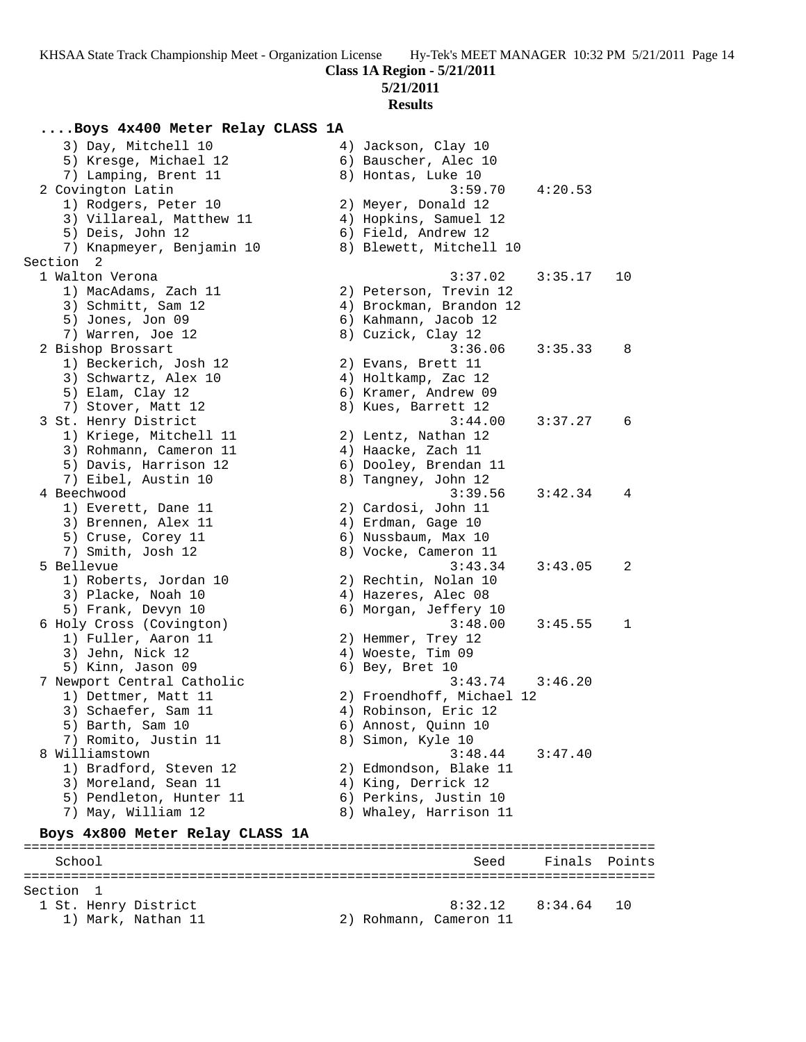KHSAA State Track Championship Meet - Organization License

**Class 1A Region - 5/21/2011**

**5/21/2011**

**Results**

### ....Boys 4x400 Meter Relay CLASS 1A

```
    3) Day, Mitchell 10               4) Jackson, Clay 10
    5) Kresge, Michael 12             6) Bauscher, Alec 10
    7) Lamping, Brent 11              8) Hontas, Luke 10
  2 Covington Latin                              3:59.70    4:20.53
    1) Rodgers, Peter 10              2) Meyer, Donald 12
    3) Villareal, Matthew 11          4) Hopkins, Samuel 12
    5) Deis, John 12                  6) Field, Andrew 12
    7) Knapmeyer, Benjamin 10         8) Blewett, Mitchell 10
Section  2
  1 Walton Verona                                3:37.02    3:35.17   10
    1) MacAdams, Zach 11              2) Peterson, Trevin 12
    3) Schmitt, Sam 12                4) Brockman, Brandon 12
    5) Jones, Jon 09                  6) Kahmann, Jacob 12
    7) Warren, Joe 12                 8) Cuzick, Clay 12
  2 Bishop Brossart                              3:36.06    3:35.33    8
    1) Beckerich, Josh 12             2) Evans, Brett 11
    3) Schwartz, Alex 10              4) Holtkamp, Zac 12
    5) Elam, Clay 12                  6) Kramer, Andrew 09
    7) Stover, Matt 12                8) Kues, Barrett 12
  3 St. Henry District                           3:44.00    3:37.27    6
    1) Kriege, Mitchell 11            2) Lentz, Nathan 12
    3) Rohmann, Cameron 11            4) Haacke, Zach 11
    5) Davis, Harrison 12             6) Dooley, Brendan 11
    7) Eibel, Austin 10               8) Tangney, John 12
  4 Beechwood                                    3:39.56    3:42.34    4
    1) Everett, Dane 11               2) Cardosi, John 11
    3) Brennen, Alex 11               4) Erdman, Gage 10
    5) Cruse, Corey 11                6) Nussbaum, Max 10
    7) Smith, Josh 12                 8) Vocke, Cameron 11
  5 Bellevue                                     3:43.34    3:43.05    2
    1) Roberts, Jordan 10             2) Rechtin, Nolan 10
    3) Placke, Noah 10                4) Hazeres, Alec 08
    5) Frank, Devyn 10                6) Morgan, Jeffery 10
  6 Holy Cross (Covington)                       3:48.00    3:45.55    1
    1) Fuller, Aaron 11               2) Hemmer, Trey 12
    3) Jehn, Nick 12                  4) Woeste, Tim 09
    5) Kinn, Jason 09                 6) Bey, Bret 10
  7 Newport Central Catholic                     3:43.74    3:46.20
    1) Dettmer, Matt 11               2) Froendhoff, Michael 12
    3) Schaefer, Sam 11               4) Robinson, Eric 12
    5) Barth, Sam 10                  6) Annost, Quinn 10
    7) Romito, Justin 11              8) Simon, Kyle 10
  8 Williamstown                                 3:48.44    3:47.40
    1) Bradford, Steven 12            2) Edmondson, Blake 11
    3) Moreland, Sean 11              4) King, Derrick 12
    5) Pendleton, Hunter 11           6) Perkins, Justin 10
    7) May, William 12                8) Whaley, Harrison 11
```

### Boys 4x800 Meter Relay CLASS 1A

```
================================================================================
    School                                         Seed     Finals  Points
================================================================================
Section  1
  1 St. Henry District                           8:32.12    8:34.64   10
    1) Mark, Nathan 11                2) Rohmann, Cameron 11
```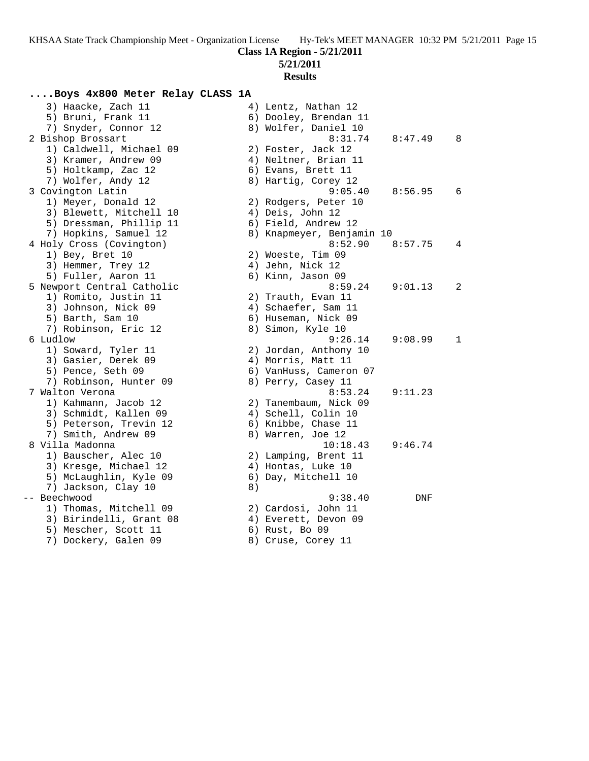**Class 1A Region - 5/21/2011**

**5/21/2011**

**Results**

```
....Boys 4x800 Meter Relay CLASS 1A
    3) Haacke, Zach 11                 4) Lentz, Nathan 12
    5) Bruni, Frank 11                 6) Dooley, Brendan 11
    7) Snyder, Connor 12               8) Wolfer, Daniel 10
  2 Bishop Brossart                             8:31.74    8:47.49    8
    1) Caldwell, Michael 09            2) Foster, Jack 12
    3) Kramer, Andrew 09               4) Neltner, Brian 11
    5) Holtkamp, Zac 12                6) Evans, Brett 11
    7) Wolfer, Andy 12                 8) Hartig, Corey 12
  3 Covington Latin                             9:05.40    8:56.95    6
    1) Meyer, Donald 12                2) Rodgers, Peter 10
    3) Blewett, Mitchell 10            4) Deis, John 12
    5) Dressman, Phillip 11            6) Field, Andrew 12
    7) Hopkins, Samuel 12              8) Knapmeyer, Benjamin 10
  4 Holy Cross (Covington)                      8:52.90    8:57.75    4
    1) Bey, Bret 10                    2) Woeste, Tim 09
    3) Hemmer, Trey 12                 4) Jehn, Nick 12
    5) Fuller, Aaron 11                6) Kinn, Jason 09
  5 Newport Central Catholic                    8:59.24    9:01.13    2
    1) Romito, Justin 11               2) Trauth, Evan 11
    3) Johnson, Nick 09                4) Schaefer, Sam 11
    5) Barth, Sam 10                   6) Huseman, Nick 09
    7) Robinson, Eric 12               8) Simon, Kyle 10
  6 Ludlow                                      9:26.14    9:08.99    1
    1) Soward, Tyler 11                2) Jordan, Anthony 10
    3) Gasier, Derek 09                4) Morris, Matt 11
    5) Pence, Seth 09                  6) VanHuss, Cameron 07
    7) Robinson, Hunter 09             8) Perry, Casey 11
  7 Walton Verona                               8:53.24    9:11.23
    1) Kahmann, Jacob 12               2) Tanembaum, Nick 09
    3) Schmidt, Kallen 09              4) Schell, Colin 10
    5) Peterson, Trevin 12             6) Knibbe, Chase 11
    7) Smith, Andrew 09                8) Warren, Joe 12
  8 Villa Madonna                              10:18.43    9:46.74
    1) Bauscher, Alec 10               2) Lamping, Brent 11
    3) Kresge, Michael 12              4) Hontas, Luke 10
    5) McLaughlin, Kyle 09             6) Day, Mitchell 10
    7) Jackson, Clay 10                8)
 -- Beechwood                                   9:38.40        DNF
    1) Thomas, Mitchell 09             2) Cardosi, John 11
    3) Birindelli, Grant 08            4) Everett, Devon 09
    5) Mescher, Scott 11               6) Rust, Bo 09
    7) Dockery, Galen 09               8) Cruse, Corey 11
```